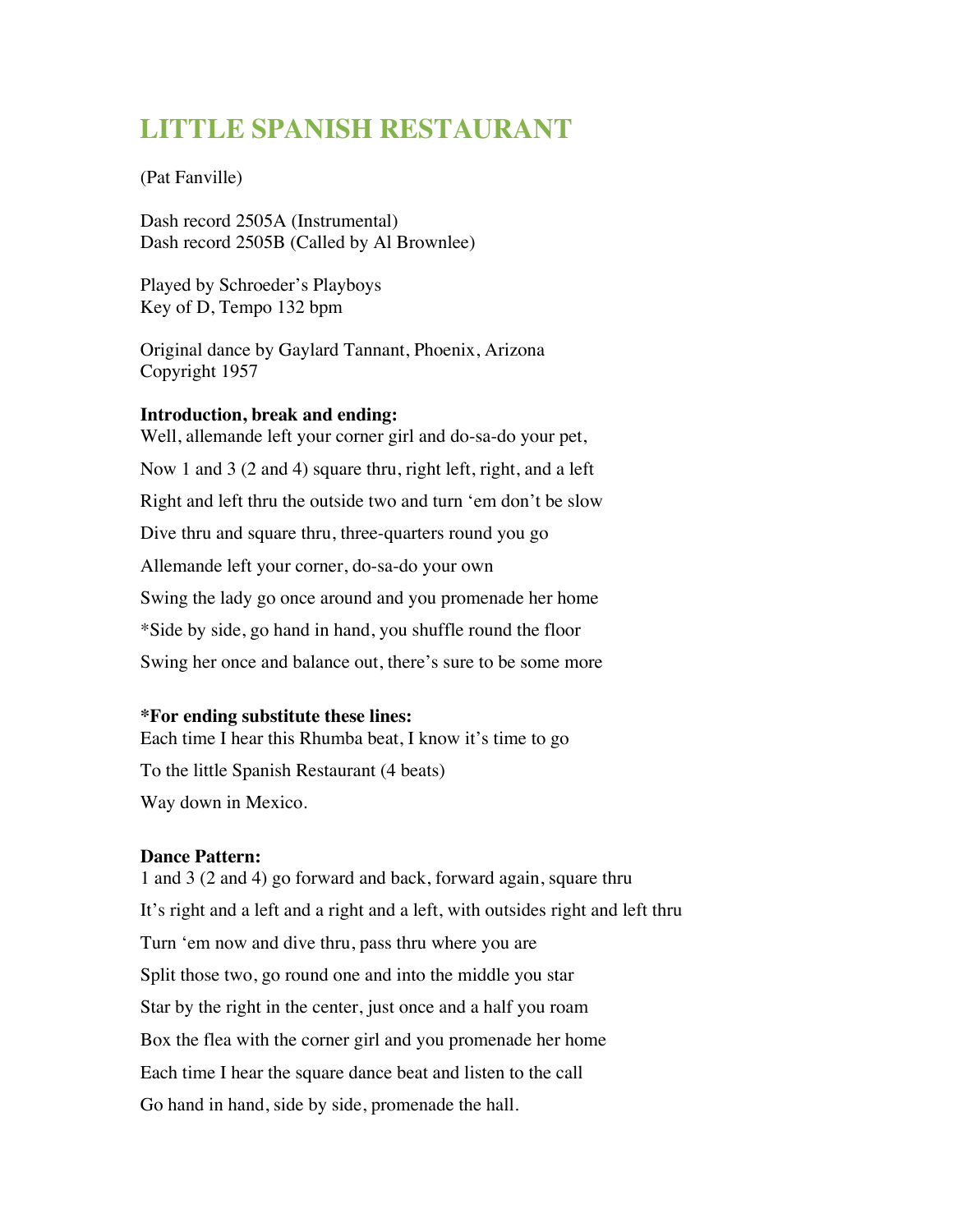# LITTLE SPANISH RESTAURANT

(Pat Fanville)

Dash record 2505A (Instrumental)
Dash record 2505B (Called by Al Brownlee)

Played by Schroeder's Playboys
Key of D, Tempo 132 bpm

Original dance by Gaylard Tannant, Phoenix, Arizona
Copyright 1957

**Introduction, break and ending:**

Well, allemande left your corner girl and do-sa-do your pet,

Now 1 and 3 (2 and 4) square thru, right left, right, and a left

Right and left thru the outside two and turn 'em don't be slow

Dive thru and square thru, three-quarters round you go

Allemande left your corner, do-sa-do your own

Swing the lady go once around and you promenade her home

*Side by side, go hand in hand, you shuffle round the floor

Swing her once and balance out, there's sure to be some more

**\*For ending substitute these lines:**

Each time I hear this Rhumba beat, I know it's time to go

To the little Spanish Restaurant (4 beats)

Way down in Mexico.

**Dance Pattern:**

1 and 3 (2 and 4) go forward and back, forward again, square thru

It's right and a left and a right and a left, with outsides right and left thru

Turn 'em now and dive thru, pass thru where you are

Split those two, go round one and into the middle you star

Star by the right in the center, just once and a half you roam

Box the flea with the corner girl and you promenade her home

Each time I hear the square dance beat and listen to the call

Go hand in hand, side by side, promenade the hall.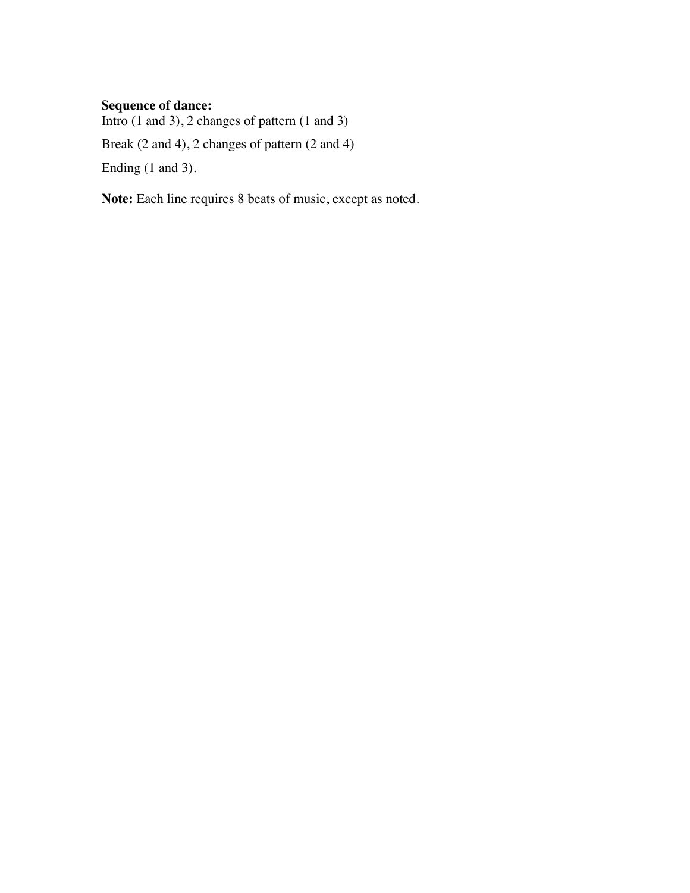**Sequence of dance:**
Intro (1 and 3), 2 changes of pattern (1 and 3)

Break (2 and 4), 2 changes of pattern (2 and 4)

Ending (1 and 3).

**Note:** Each line requires 8 beats of music, except as noted.